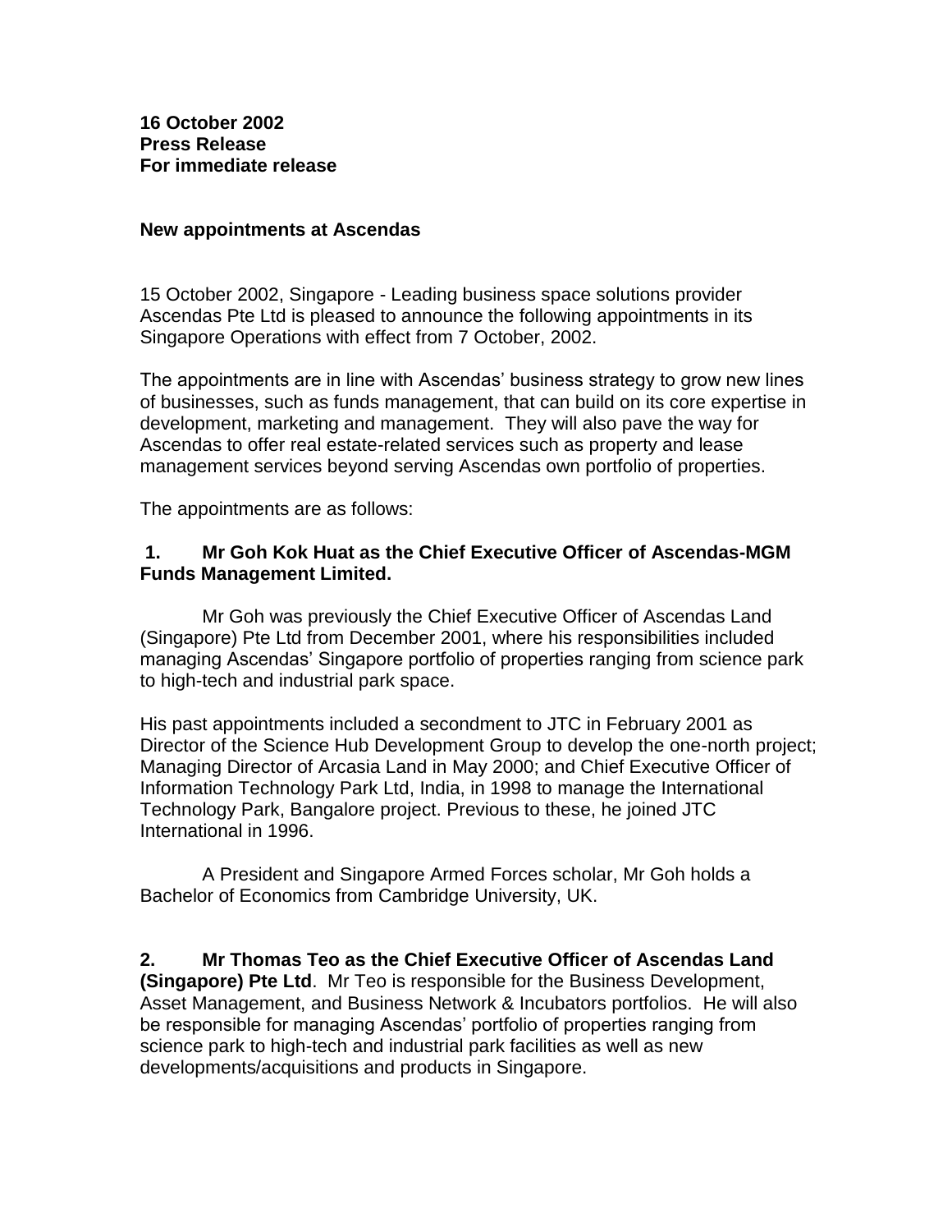**16 October 2002**
**Press Release**
**For immediate release**

**New appointments at Ascendas**

15 October 2002, Singapore - Leading business space solutions provider Ascendas Pte Ltd is pleased to announce the following appointments in its Singapore Operations with effect from 7 October, 2002.

The appointments are in line with Ascendas' business strategy to grow new lines of businesses, such as funds management, that can build on its core expertise in development, marketing and management. They will also pave the way for Ascendas to offer real estate-related services such as property and lease management services beyond serving Ascendas own portfolio of properties.

The appointments are as follows:

**1. Mr Goh Kok Huat as the Chief Executive Officer of Ascendas-MGM Funds Management Limited.**

Mr Goh was previously the Chief Executive Officer of Ascendas Land (Singapore) Pte Ltd from December 2001, where his responsibilities included managing Ascendas' Singapore portfolio of properties ranging from science park to high-tech and industrial park space.

His past appointments included a secondment to JTC in February 2001 as Director of the Science Hub Development Group to develop the one-north project; Managing Director of Arcasia Land in May 2000; and Chief Executive Officer of Information Technology Park Ltd, India, in 1998 to manage the International Technology Park, Bangalore project. Previous to these, he joined JTC International in 1996.

A President and Singapore Armed Forces scholar, Mr Goh holds a Bachelor of Economics from Cambridge University, UK.

**2. Mr Thomas Teo as the Chief Executive Officer of Ascendas Land (Singapore) Pte Ltd**. Mr Teo is responsible for the Business Development, Asset Management, and Business Network & Incubators portfolios. He will also be responsible for managing Ascendas' portfolio of properties ranging from science park to high-tech and industrial park facilities as well as new developments/acquisitions and products in Singapore.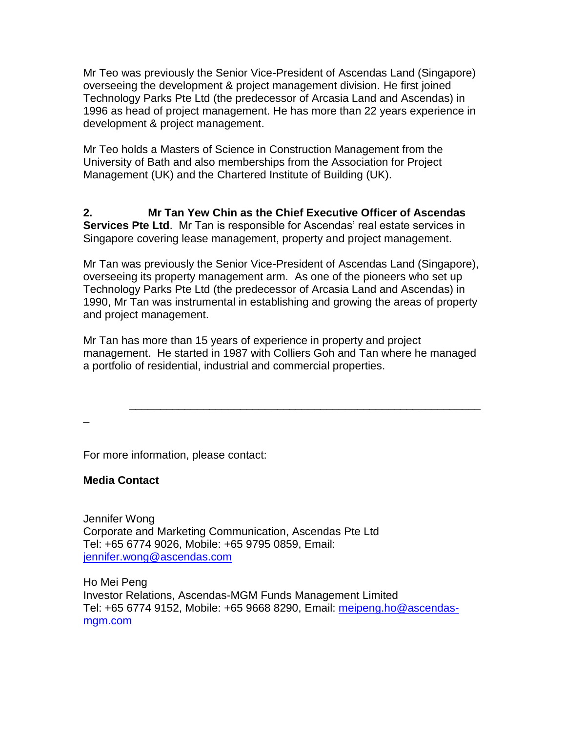Mr Teo was previously the Senior Vice-President of Ascendas Land (Singapore) overseeing the development & project management division. He first joined Technology Parks Pte Ltd (the predecessor of Arcasia Land and Ascendas) in 1996 as head of project management. He has more than 22 years experience in development & project management.

Mr Teo holds a Masters of Science in Construction Management from the University of Bath and also memberships from the Association for Project Management (UK) and the Chartered Institute of Building (UK).

**2. Mr Tan Yew Chin as the Chief Executive Officer of Ascendas Services Pte Ltd**. Mr Tan is responsible for Ascendas' real estate services in Singapore covering lease management, property and project management.

Mr Tan was previously the Senior Vice-President of Ascendas Land (Singapore), overseeing its property management arm. As one of the pioneers who set up Technology Parks Pte Ltd (the predecessor of Arcasia Land and Ascendas) in 1990, Mr Tan was instrumental in establishing and growing the areas of property and project management.

Mr Tan has more than 15 years of experience in property and project management. He started in 1987 with Colliers Goh and Tan where he managed a portfolio of residential, industrial and commercial properties.

---

For more information, please contact:

**Media Contact**

Jennifer Wong
Corporate and Marketing Communication, Ascendas Pte Ltd
Tel: +65 6774 9026, Mobile: +65 9795 0859, Email: jennifer.wong@ascendas.com

Ho Mei Peng
Investor Relations, Ascendas-MGM Funds Management Limited
Tel: +65 6774 9152, Mobile: +65 9668 8290, Email: meipeng.ho@ascendas-mgm.com